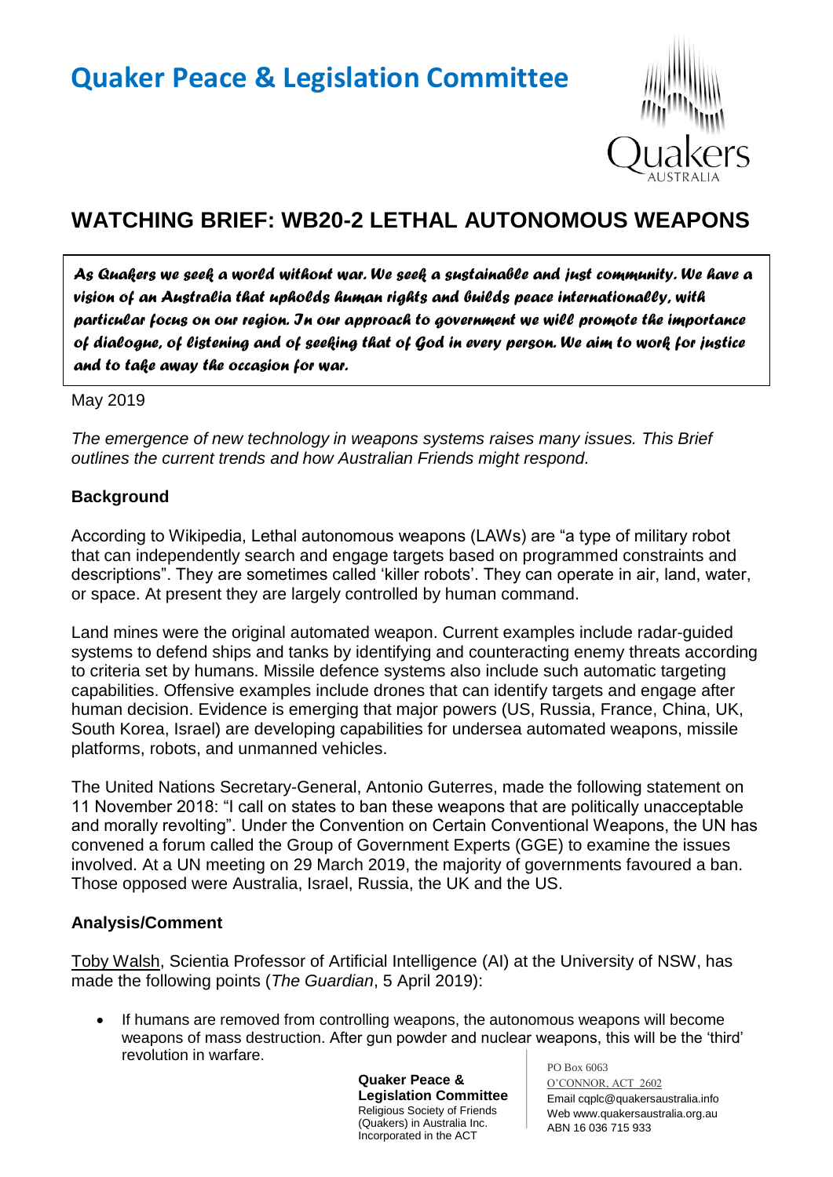# Quaker Peace & Legislation Committee

## WATCHING BRIEF: WB20-2 LETHAL AUTONOMOUS WEAPONS

> ***As Quakers we seek a world without war. We seek a sustainable and just community. We have a vision of an Australia that upholds human rights and builds peace internationally, with particular focus on our region. In our approach to government we will promote the importance of dialogue, of listening and of seeking that of God in every person. We aim to work for justice and to take away the occasion for war.***

May 2019

*The emergence of new technology in weapons systems raises many issues. This Brief outlines the current trends and how Australian Friends might respond.*

### Background

According to Wikipedia, Lethal autonomous weapons (LAWs) are "a type of military robot that can independently search and engage targets based on programmed constraints and descriptions". They are sometimes called 'killer robots'. They can operate in air, land, water, or space. At present they are largely controlled by human command.

Land mines were the original automated weapon. Current examples include radar-guided systems to defend ships and tanks by identifying and counteracting enemy threats according to criteria set by humans. Missile defence systems also include such automatic targeting capabilities. Offensive examples include drones that can identify targets and engage after human decision. Evidence is emerging that major powers (US, Russia, France, China, UK, South Korea, Israel) are developing capabilities for undersea automated weapons, missile platforms, robots, and unmanned vehicles.

The United Nations Secretary-General, Antonio Guterres, made the following statement on 11 November 2018: "I call on states to ban these weapons that are politically unacceptable and morally revolting". Under the Convention on Certain Conventional Weapons, the UN has convened a forum called the Group of Government Experts (GGE) to examine the issues involved. At a UN meeting on 29 March 2019, the majority of governments favoured a ban. Those opposed were Australia, Israel, Russia, the UK and the US.

### Analysis/Comment

Toby Walsh, Scientia Professor of Artificial Intelligence (AI) at the University of NSW, has made the following points (*The Guardian*, 5 April 2019):

- If humans are removed from controlling weapons, the autonomous weapons will become weapons of mass destruction. After gun powder and nuclear weapons, this will be the 'third' revolution in warfare.

**Quaker Peace & Legislation Committee**
Religious Society of Friends (Quakers) in Australia Inc.
Incorporated in the ACT

PO Box 6063
O'CONNOR, ACT 2602
Email cqplc@quakersaustralia.info
Web www.quakersaustralia.org.au
ABN 16 036 715 933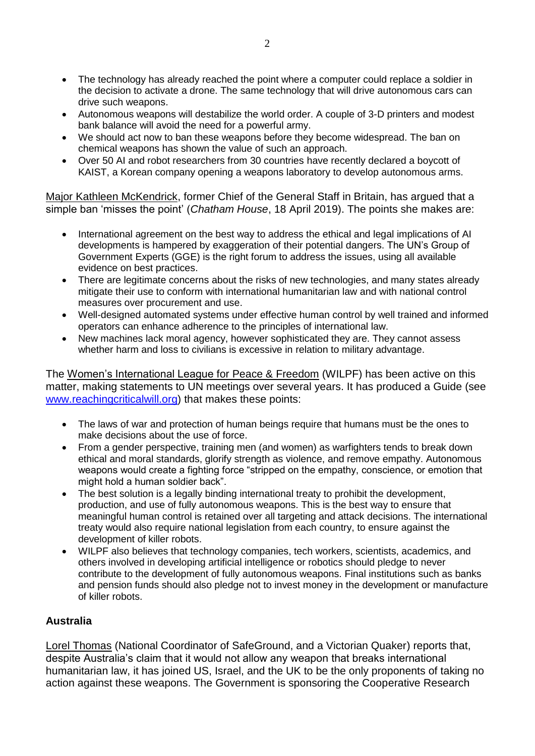- The technology has already reached the point where a computer could replace a soldier in the decision to activate a drone. The same technology that will drive autonomous cars can drive such weapons.
- Autonomous weapons will destabilize the world order. A couple of 3-D printers and modest bank balance will avoid the need for a powerful army.
- We should act now to ban these weapons before they become widespread. The ban on chemical weapons has shown the value of such an approach.
- Over 50 AI and robot researchers from 30 countries have recently declared a boycott of KAIST, a Korean company opening a weapons laboratory to develop autonomous arms.

Major Kathleen McKendrick, former Chief of the General Staff in Britain, has argued that a simple ban 'misses the point' (*Chatham House*, 18 April 2019). The points she makes are:

- International agreement on the best way to address the ethical and legal implications of AI developments is hampered by exaggeration of their potential dangers. The UN's Group of Government Experts (GGE) is the right forum to address the issues, using all available evidence on best practices.
- There are legitimate concerns about the risks of new technologies, and many states already mitigate their use to conform with international humanitarian law and with national control measures over procurement and use.
- Well-designed automated systems under effective human control by well trained and informed operators can enhance adherence to the principles of international law.
- New machines lack moral agency, however sophisticated they are. They cannot assess whether harm and loss to civilians is excessive in relation to military advantage.

The Women's International League for Peace & Freedom (WILPF) has been active on this matter, making statements to UN meetings over several years. It has produced a Guide (see [www.reachingcriticalwill.org](www.reachingcriticalwill.org)) that makes these points:

- The laws of war and protection of human beings require that humans must be the ones to make decisions about the use of force.
- From a gender perspective, training men (and women) as warfighters tends to break down ethical and moral standards, glorify strength as violence, and remove empathy. Autonomous weapons would create a fighting force "stripped on the empathy, conscience, or emotion that might hold a human soldier back".
- The best solution is a legally binding international treaty to prohibit the development, production, and use of fully autonomous weapons. This is the best way to ensure that meaningful human control is retained over all targeting and attack decisions. The international treaty would also require national legislation from each country, to ensure against the development of killer robots.
- WILPF also believes that technology companies, tech workers, scientists, academics, and others involved in developing artificial intelligence or robotics should pledge to never contribute to the development of fully autonomous weapons. Final institutions such as banks and pension funds should also pledge not to invest money in the development or manufacture of killer robots.

## Australia

Lorel Thomas (National Coordinator of SafeGround, and a Victorian Quaker) reports that, despite Australia's claim that it would not allow any weapon that breaks international humanitarian law, it has joined US, Israel, and the UK to be the only proponents of taking no action against these weapons. The Government is sponsoring the Cooperative Research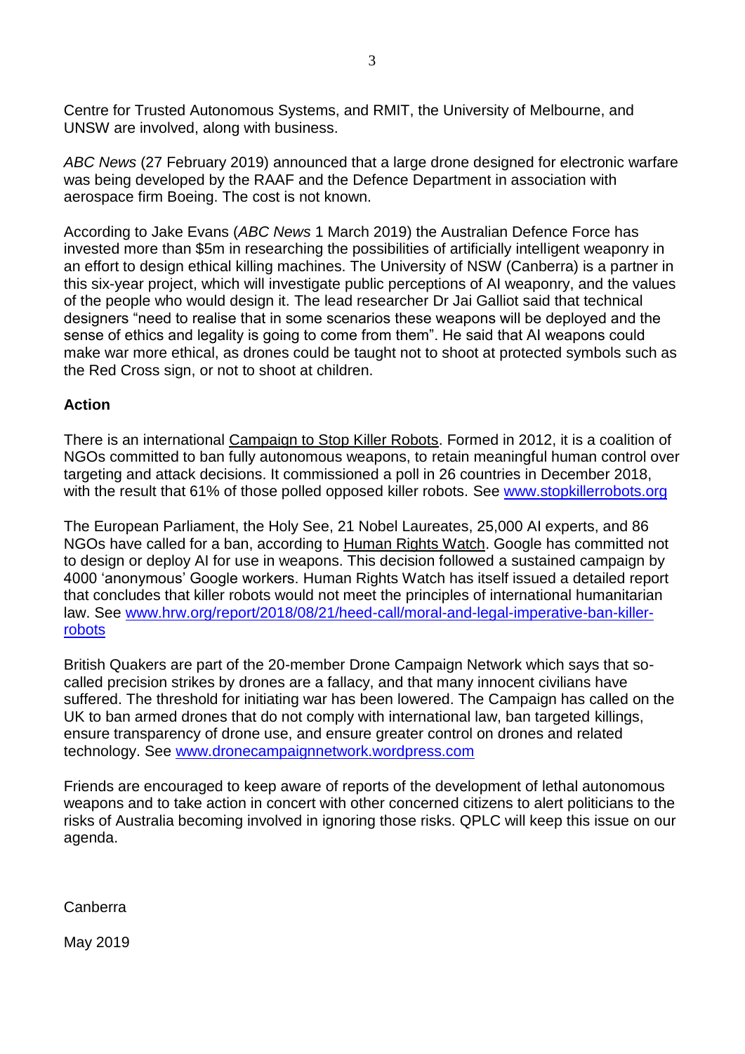Centre for Trusted Autonomous Systems, and RMIT, the University of Melbourne, and UNSW are involved, along with business.

*ABC News* (27 February 2019) announced that a large drone designed for electronic warfare was being developed by the RAAF and the Defence Department in association with aerospace firm Boeing. The cost is not known.

According to Jake Evans (*ABC News* 1 March 2019) the Australian Defence Force has invested more than $5m in researching the possibilities of artificially intelligent weaponry in an effort to design ethical killing machines. The University of NSW (Canberra) is a partner in this six-year project, which will investigate public perceptions of AI weaponry, and the values of the people who would design it. The lead researcher Dr Jai Galliot said that technical designers "need to realise that in some scenarios these weapons will be deployed and the sense of ethics and legality is going to come from them". He said that AI weapons could make war more ethical, as drones could be taught not to shoot at protected symbols such as the Red Cross sign, or not to shoot at children.

**Action**

There is an international Campaign to Stop Killer Robots. Formed in 2012, it is a coalition of NGOs committed to ban fully autonomous weapons, to retain meaningful human control over targeting and attack decisions. It commissioned a poll in 26 countries in December 2018, with the result that 61% of those polled opposed killer robots. See www.stopkillerrobots.org

The European Parliament, the Holy See, 21 Nobel Laureates, 25,000 AI experts, and 86 NGOs have called for a ban, according to Human Rights Watch. Google has committed not to design or deploy AI for use in weapons. This decision followed a sustained campaign by 4000 'anonymous' Google workers. Human Rights Watch has itself issued a detailed report that concludes that killer robots would not meet the principles of international humanitarian law. See www.hrw.org/report/2018/08/21/heed-call/moral-and-legal-imperative-ban-killer-robots

British Quakers are part of the 20-member Drone Campaign Network which says that so-called precision strikes by drones are a fallacy, and that many innocent civilians have suffered. The threshold for initiating war has been lowered. The Campaign has called on the UK to ban armed drones that do not comply with international law, ban targeted killings, ensure transparency of drone use, and ensure greater control on drones and related technology. See www.dronecampaignnetwork.wordpress.com

Friends are encouraged to keep aware of reports of the development of lethal autonomous weapons and to take action in concert with other concerned citizens to alert politicians to the risks of Australia becoming involved in ignoring those risks. QPLC will keep this issue on our agenda.

Canberra

May 2019